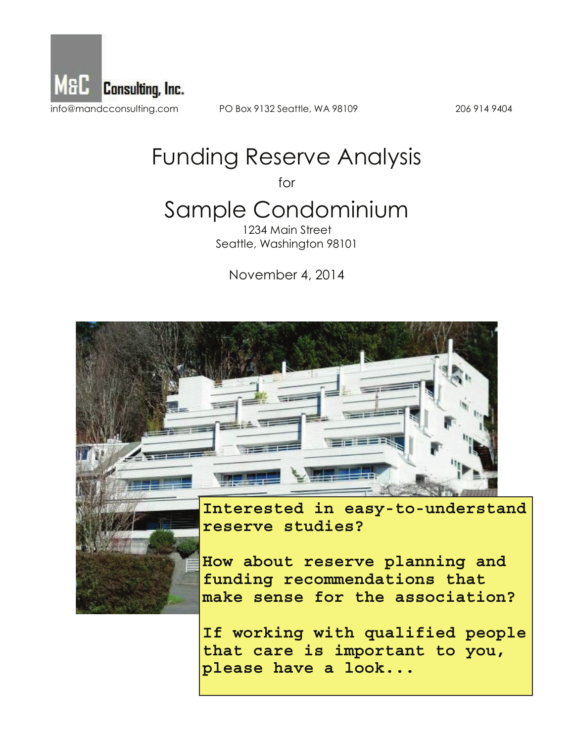M&C Consulting, Inc.

info@mandcconsulting.com PO Box 9132 Seattle, WA 98109 206 914 9404

# Funding Reserve Analysis

for

# Sample Condominium

1234 Main Street
Seattle, Washington 98101

November 4, 2014

**Interested in easy-to-understand reserve studies?**

**How about reserve planning and funding recommendations that make sense for the association?**

**If working with qualified people that care is important to you, please have a look...**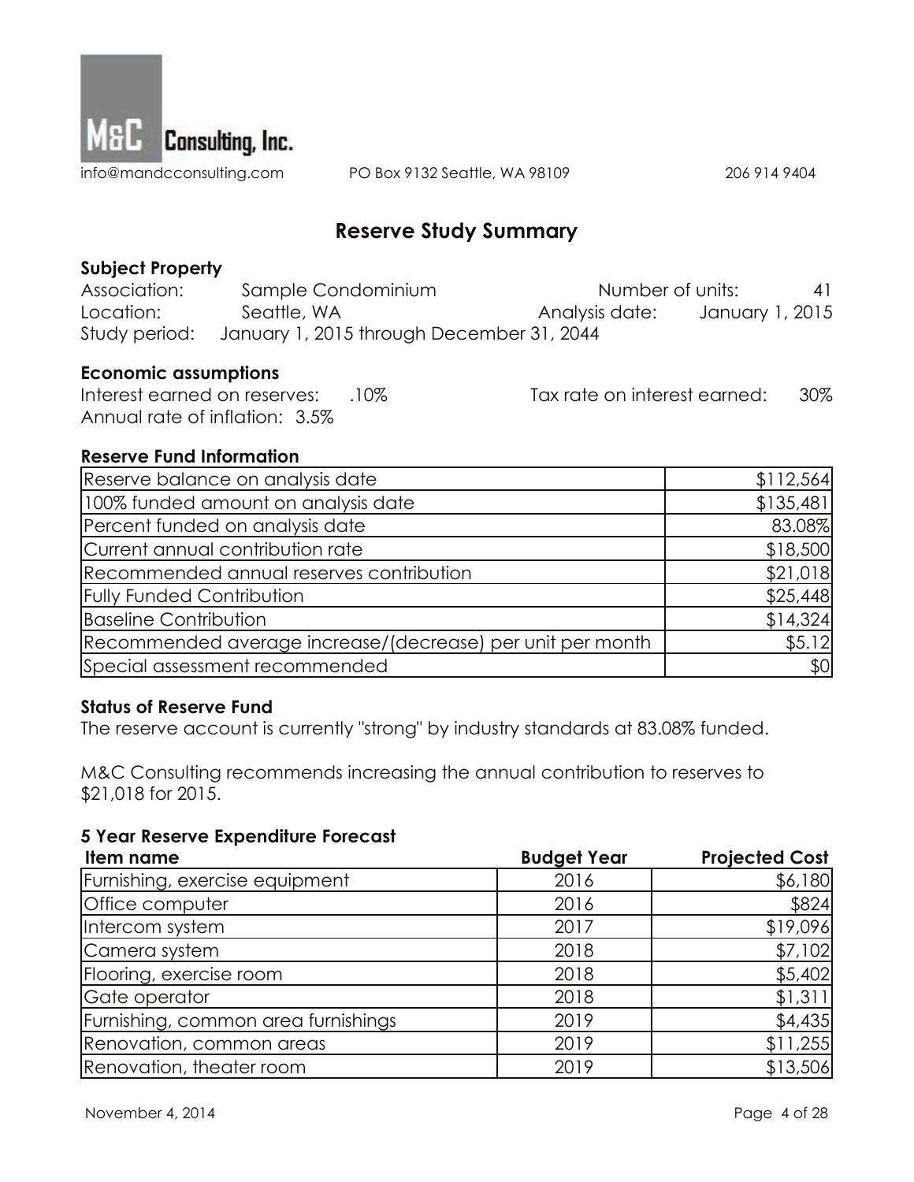M&C Consulting, Inc.

info@mandcconsulting.com PO Box 9132 Seattle, WA 98109 206 914 9404

## Reserve Study Summary

### Subject Property

| | | | |
|---|---|---|---|
| Association: | Sample Condominium | Number of units: | 41 |
| Location: | Seattle, WA | Analysis date: | January 1, 2015 |
| Study period: | January 1, 2015 through December 31, 2044 | | |

### Economic assumptions

Interest earned on reserves: .10% Tax rate on interest earned: 30%
Annual rate of inflation: 3.5%

### Reserve Fund Information

| | |
|---|---|
| Reserve balance on analysis date | $112,564 |
| 100% funded amount on analysis date | $135,481 |
| Percent funded on analysis date | 83.08% |
| Current annual contribution rate | $18,500 |
| Recommended annual reserves contribution | $21,018 |
| Fully Funded Contribution | $25,448 |
| Baseline Contribution | $14,324 |
| Recommended average increase/(decrease) per unit per month | $5.12 |
| Special assessment recommended | $0 |

### Status of Reserve Fund

The reserve account is currently "strong" by industry standards at 83.08% funded.

M&C Consulting recommends increasing the annual contribution to reserves to $21,018 for 2015.

### 5 Year Reserve Expenditure Forecast

| Item name | Budget Year | Projected Cost |
|---|---|---|
| Furnishing, exercise equipment | 2016 | $6,180 |
| Office computer | 2016 | $824 |
| Intercom system | 2017 | $19,096 |
| Camera system | 2018 | $7,102 |
| Flooring, exercise room | 2018 | $5,402 |
| Gate operator | 2018 | $1,311 |
| Furnishing, common area furnishings | 2019 | $4,435 |
| Renovation, common areas | 2019 | $11,255 |
| Renovation, theater room | 2019 | $13,506 |

November 4, 2014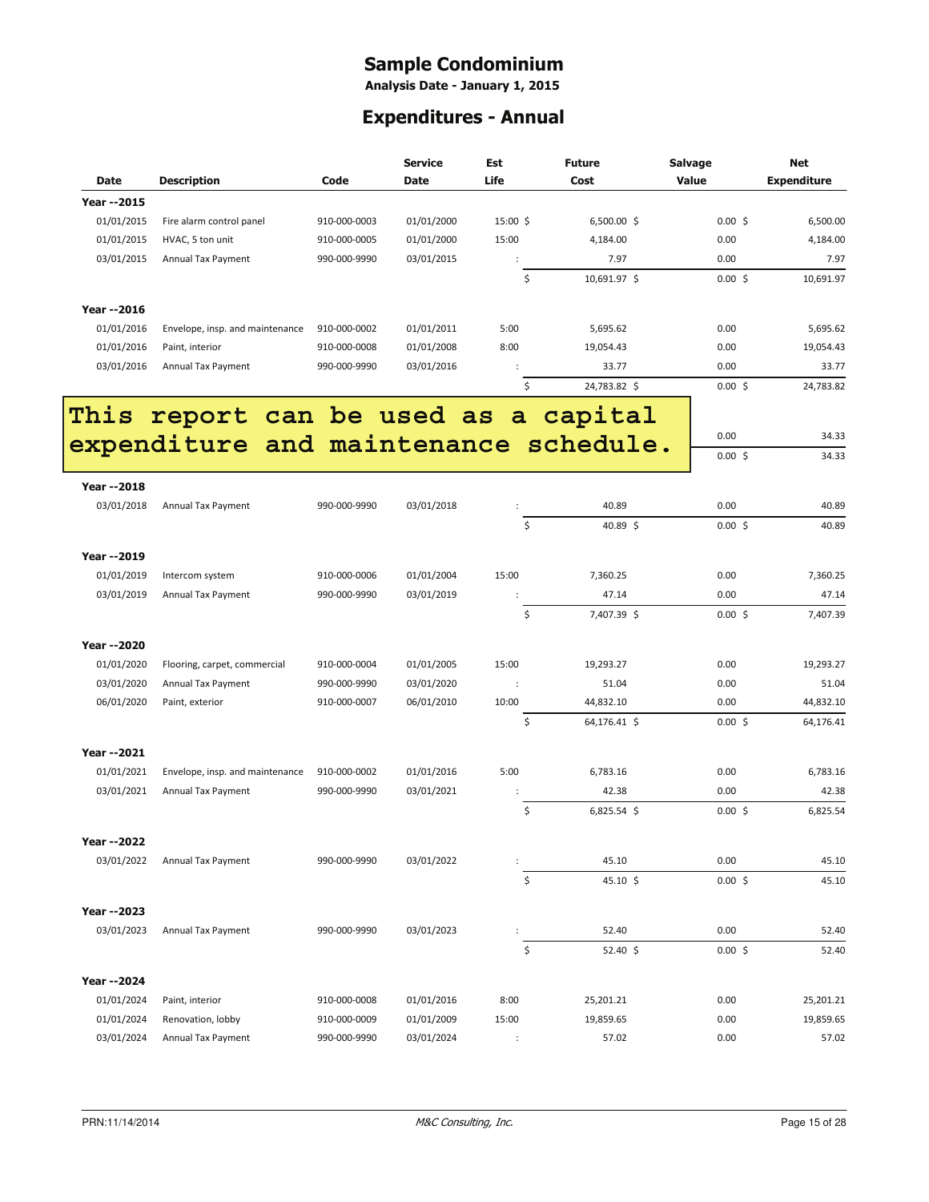# Sample Condominium

**Analysis Date - January 1, 2015**

## Expenditures - Annual

| Date | Description | Code | Service Date | Est Life | Future Cost | Salvage Value | Net Expenditure |
|---|---|---|---|---|---|---|---|
| **Year --2015** | | | | | | | |
| 01/01/2015 | Fire alarm control panel | 910-000-0003 | 01/01/2000 | 15:00 | $ 6,500.00 | $ 0.00 | $ 6,500.00 |
| 01/01/2015 | HVAC, 5 ton unit | 910-000-0005 | 01/01/2000 | 15:00 | 4,184.00 | 0.00 | 4,184.00 |
| 03/01/2015 | Annual Tax Payment | 990-000-9990 | 03/01/2015 | : | 7.97 | 0.00 | 7.97 |
| | | | | | $ 10,691.97 | $ 0.00 | $ 10,691.97 |
| **Year --2016** | | | | | | | |
| 01/01/2016 | Envelope, insp. and maintenance | 910-000-0002 | 01/01/2011 | 5:00 | 5,695.62 | 0.00 | 5,695.62 |
| 01/01/2016 | Paint, interior | 910-000-0008 | 01/01/2008 | 8:00 | 19,054.43 | 0.00 | 19,054.43 |
| 03/01/2016 | Annual Tax Payment | 990-000-9990 | 03/01/2016 | : | 33.77 | 0.00 | 33.77 |
| | | | | | $ 24,783.82 | $ 0.00 | $ 24,783.82 |
| | | | | | | 0.00 | 34.33 |
| | | | | | | $ 0.00 | $ 34.33 |
| **Year --2018** | | | | | | | |
| 03/01/2018 | Annual Tax Payment | 990-000-9990 | 03/01/2018 | : | 40.89 | 0.00 | 40.89 |
| | | | | | $ 40.89 | $ 0.00 | $ 40.89 |
| **Year --2019** | | | | | | | |
| 01/01/2019 | Intercom system | 910-000-0006 | 01/01/2004 | 15:00 | 7,360.25 | 0.00 | 7,360.25 |
| 03/01/2019 | Annual Tax Payment | 990-000-9990 | 03/01/2019 | : | 47.14 | 0.00 | 47.14 |
| | | | | | $ 7,407.39 | $ 0.00 | $ 7,407.39 |
| **Year --2020** | | | | | | | |
| 01/01/2020 | Flooring, carpet, commercial | 910-000-0004 | 01/01/2005 | 15:00 | 19,293.27 | 0.00 | 19,293.27 |
| 03/01/2020 | Annual Tax Payment | 990-000-9990 | 03/01/2020 | : | 51.04 | 0.00 | 51.04 |
| 06/01/2020 | Paint, exterior | 910-000-0007 | 06/01/2010 | 10:00 | 44,832.10 | 0.00 | 44,832.10 |
| | | | | | $ 64,176.41 | $ 0.00 | $ 64,176.41 |
| **Year --2021** | | | | | | | |
| 01/01/2021 | Envelope, insp. and maintenance | 910-000-0002 | 01/01/2016 | 5:00 | 6,783.16 | 0.00 | 6,783.16 |
| 03/01/2021 | Annual Tax Payment | 990-000-9990 | 03/01/2021 | : | 42.38 | 0.00 | 42.38 |
| | | | | | $ 6,825.54 | $ 0.00 | $ 6,825.54 |
| **Year --2022** | | | | | | | |
| 03/01/2022 | Annual Tax Payment | 990-000-9990 | 03/01/2022 | : | 45.10 | 0.00 | 45.10 |
| | | | | | $ 45.10 | $ 0.00 | $ 45.10 |
| **Year --2023** | | | | | | | |
| 03/01/2023 | Annual Tax Payment | 990-000-9990 | 03/01/2023 | : | 52.40 | 0.00 | 52.40 |
| | | | | | $ 52.40 | $ 0.00 | $ 52.40 |
| **Year --2024** | | | | | | | |
| 01/01/2024 | Paint, interior | 910-000-0008 | 01/01/2016 | 8:00 | 25,201.21 | 0.00 | 25,201.21 |
| 01/01/2024 | Renovation, lobby | 910-000-0009 | 01/01/2009 | 15:00 | 19,859.65 | 0.00 | 19,859.65 |
| 03/01/2024 | Annual Tax Payment | 990-000-9990 | 03/01/2024 | : | 57.02 | 0.00 | 57.02 |

**This report can be used as a capital expenditure and maintenance schedule.**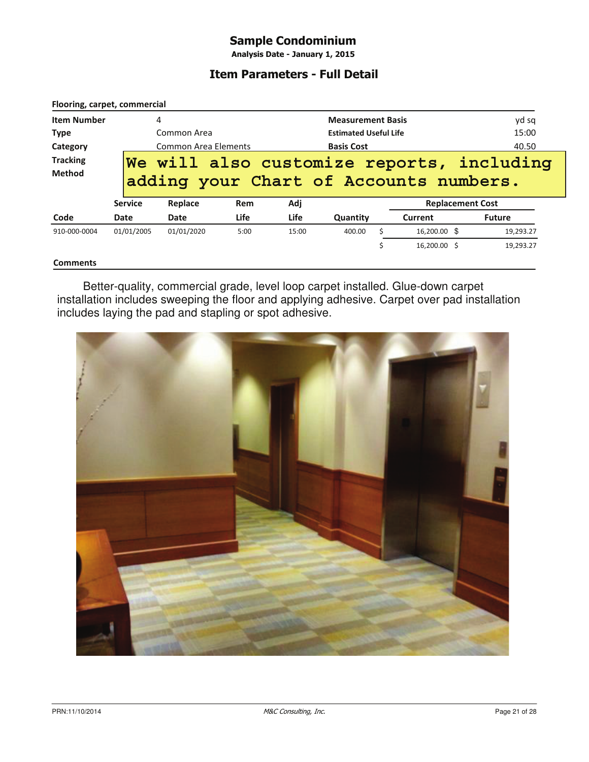# Sample Condominium

**Analysis Date - January 1, 2015**

## Item Parameters - Full Detail

### Flooring, carpet, commercial

| | | | |
|---|---|---|---|
| **Item Number** | 4 | **Measurement Basis** | yd sq |
| **Type** | Common Area | **Estimated Useful Life** | 15:00 |
| **Category** | Common Area Elements | **Basis Cost** | 40.50 |
| **Tracking Method** | | | |

**We will also customize reports, including adding your Chart of Accounts numbers.**

| Code | Service Date | Replace Date | Rem Life | Adj Life | Quantity | Replacement Cost Current | Replacement Cost Future |
|---|---|---|---|---|---|---|---|
| 910-000-0004 | 01/01/2005 | 01/01/2020 | 5:00 | 15:00 | 400.00 | $ 16,200.00 | $ 19,293.27 |
| | | | | | | $ 16,200.00 | $ 19,293.27 |

**Comments**

Better-quality, commercial grade, level loop carpet installed. Glue-down carpet installation includes sweeping the floor and applying adhesive. Carpet over pad installation includes laying the pad and stapling or spot adhesive.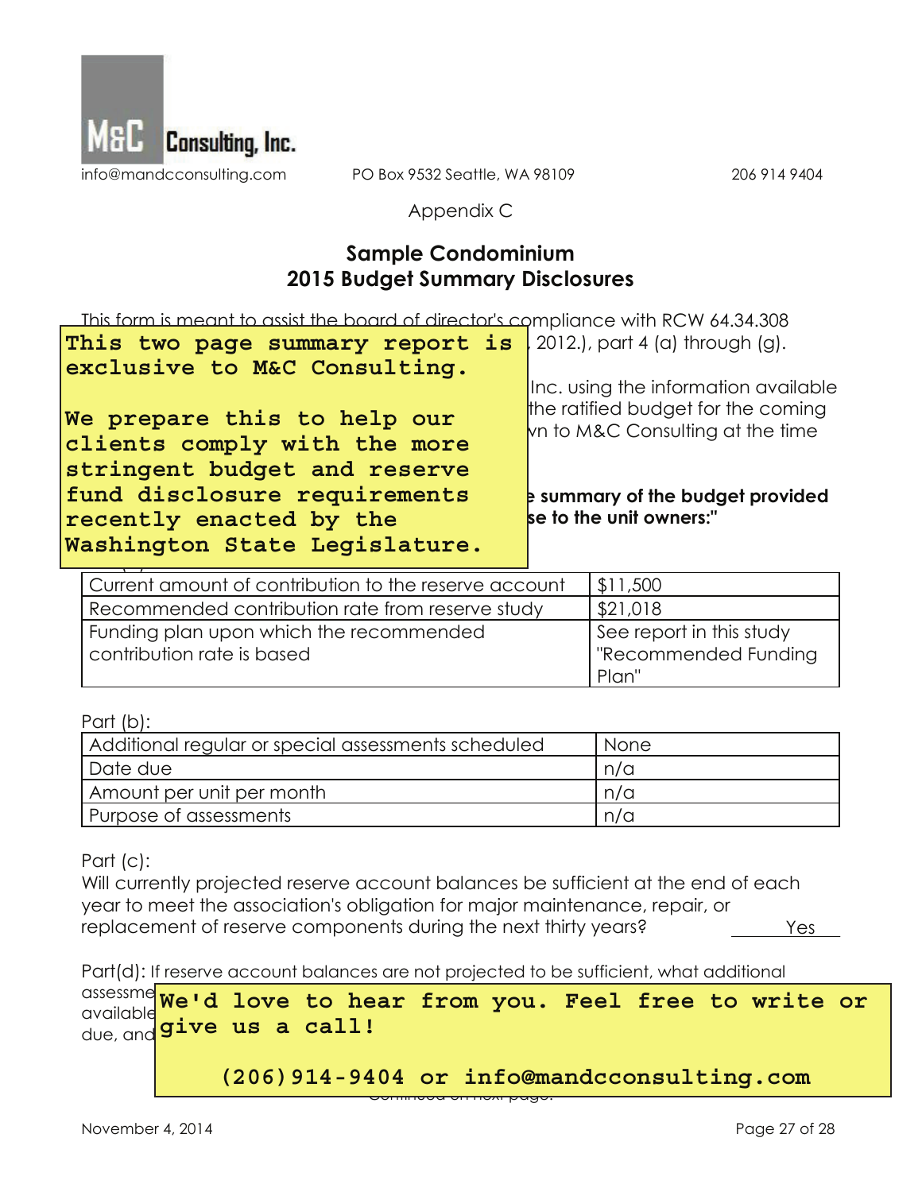M&C Consulting, Inc.

info@mandcconsulting.com PO Box 9532 Seattle, WA 98109 206 914 9404

Appendix C

## Sample Condominium
## 2015 Budget Summary Disclosures

This form is meant to assist the board of director's compliance with RCW 64.34.308 , 2012.), part 4 (a) through (g).

**This two page summary report is exclusive to M&C Consulting.**

**We prepare this to help our clients comply with the more stringent budget and reserve fund disclosure requirements recently enacted by the Washington State Legislature.**

Inc. using the information available the ratified budget for the coming vn to M&C Consulting at the time

**summary of the budget provided se to the unit owners:"**

| | |
|---|---|
| Current amount of contribution to the reserve account | $11,500 |
| Recommended contribution rate from reserve study | $21,018 |
| Funding plan upon which the recommended contribution rate is based | See report in this study "Recommended Funding Plan" |

Part (b):

| | |
|---|---|
| Additional regular or special assessments scheduled | None |
| Date due | n/a |
| Amount per unit per month | n/a |
| Purpose of assessments | n/a |

Part (c):
Will currently projected reserve account balances be sufficient at the end of each year to meet the association's obligation for major maintenance, repair, or replacement of reserve components during the next thirty years? Yes

Part(d): If reserve account balances are not projected to be sufficient, what additional assessme available due, and

**We'd love to hear from you. Feel free to write or give us a call!**

**(206)914-9404 or info@mandcconsulting.com**

Continued on next page.